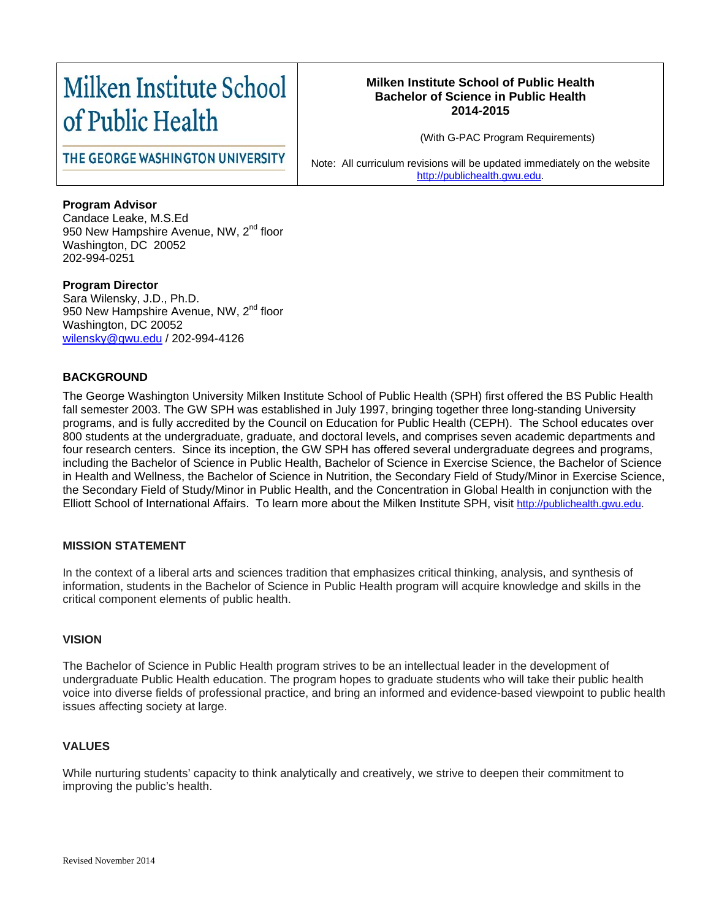| Milken Institute School of Public Health<br>THE GEORGE WASHINGTON UNIVERSITY | **Milken Institute School of Public Health**<br>**Bachelor of Science in Public Health**<br>**2014-2015**<br><br>(With G-PAC Program Requirements)<br><br>Note: All curriculum revisions will be updated immediately on the website http://publichealth.gwu.edu. |
|---|---|

**Program Advisor**
Candace Leake, M.S.Ed
950 New Hampshire Avenue, NW, 2nd floor
Washington, DC 20052
202-994-0251

**Program Director**
Sara Wilensky, J.D., Ph.D.
950 New Hampshire Avenue, NW, 2nd floor
Washington, DC 20052
wilensky@gwu.edu / 202-994-4126

## BACKGROUND

The George Washington University Milken Institute School of Public Health (SPH) first offered the BS Public Health fall semester 2003. The GW SPH was established in July 1997, bringing together three long-standing University programs, and is fully accredited by the Council on Education for Public Health (CEPH). The School educates over 800 students at the undergraduate, graduate, and doctoral levels, and comprises seven academic departments and four research centers. Since its inception, the GW SPH has offered several undergraduate degrees and programs, including the Bachelor of Science in Public Health, Bachelor of Science in Exercise Science, the Bachelor of Science in Health and Wellness, the Bachelor of Science in Nutrition, the Secondary Field of Study/Minor in Exercise Science, the Secondary Field of Study/Minor in Public Health, and the Concentration in Global Health in conjunction with the Elliott School of International Affairs. To learn more about the Milken Institute SPH, visit http://publichealth.gwu.edu.

## MISSION STATEMENT

In the context of a liberal arts and sciences tradition that emphasizes critical thinking, analysis, and synthesis of information, students in the Bachelor of Science in Public Health program will acquire knowledge and skills in the critical component elements of public health.

## VISION

The Bachelor of Science in Public Health program strives to be an intellectual leader in the development of undergraduate Public Health education. The program hopes to graduate students who will take their public health voice into diverse fields of professional practice, and bring an informed and evidence-based viewpoint to public health issues affecting society at large.

## VALUES

While nurturing students' capacity to think analytically and creatively, we strive to deepen their commitment to improving the public's health.

Revised November 2014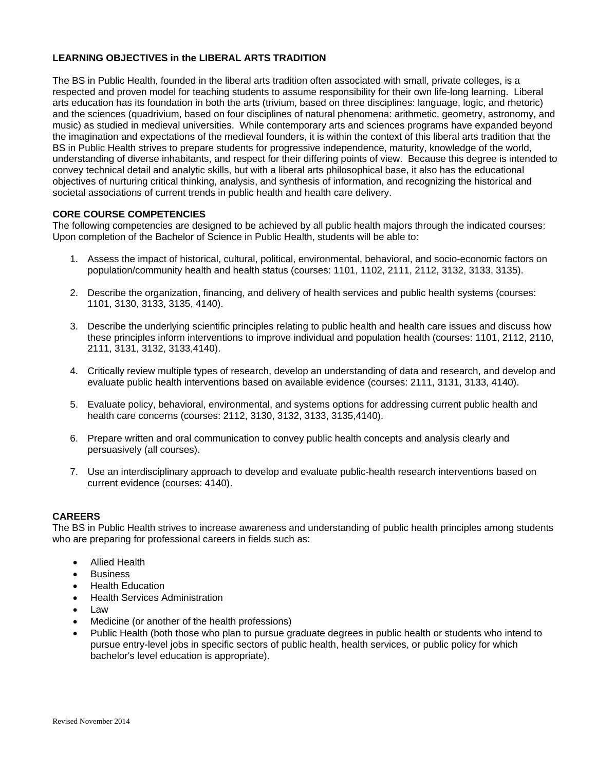**LEARNING OBJECTIVES in the LIBERAL ARTS TRADITION**

The BS in Public Health, founded in the liberal arts tradition often associated with small, private colleges, is a respected and proven model for teaching students to assume responsibility for their own life-long learning. Liberal arts education has its foundation in both the arts (trivium, based on three disciplines: language, logic, and rhetoric) and the sciences (quadrivium, based on four disciplines of natural phenomena: arithmetic, geometry, astronomy, and music) as studied in medieval universities. While contemporary arts and sciences programs have expanded beyond the imagination and expectations of the medieval founders, it is within the context of this liberal arts tradition that the BS in Public Health strives to prepare students for progressive independence, maturity, knowledge of the world, understanding of diverse inhabitants, and respect for their differing points of view. Because this degree is intended to convey technical detail and analytic skills, but with a liberal arts philosophical base, it also has the educational objectives of nurturing critical thinking, analysis, and synthesis of information, and recognizing the historical and societal associations of current trends in public health and health care delivery.

**CORE COURSE COMPETENCIES**

The following competencies are designed to be achieved by all public health majors through the indicated courses: Upon completion of the Bachelor of Science in Public Health, students will be able to:

1. Assess the impact of historical, cultural, political, environmental, behavioral, and socio-economic factors on population/community health and health status (courses: 1101, 1102, 2111, 2112, 3132, 3133, 3135).
2. Describe the organization, financing, and delivery of health services and public health systems (courses: 1101, 3130, 3133, 3135, 4140).
3. Describe the underlying scientific principles relating to public health and health care issues and discuss how these principles inform interventions to improve individual and population health (courses: 1101, 2112, 2110, 2111, 3131, 3132, 3133,4140).
4. Critically review multiple types of research, develop an understanding of data and research, and develop and evaluate public health interventions based on available evidence (courses: 2111, 3131, 3133, 4140).
5. Evaluate policy, behavioral, environmental, and systems options for addressing current public health and health care concerns (courses: 2112, 3130, 3132, 3133, 3135,4140).
6. Prepare written and oral communication to convey public health concepts and analysis clearly and persuasively (all courses).
7. Use an interdisciplinary approach to develop and evaluate public-health research interventions based on current evidence (courses: 4140).

**CAREERS**

The BS in Public Health strives to increase awareness and understanding of public health principles among students who are preparing for professional careers in fields such as:

- Allied Health
- Business
- Health Education
- Health Services Administration
- Law
- Medicine (or another of the health professions)
- Public Health (both those who plan to pursue graduate degrees in public health or students who intend to pursue entry-level jobs in specific sectors of public health, health services, or public policy for which bachelor's level education is appropriate).

Revised November 2014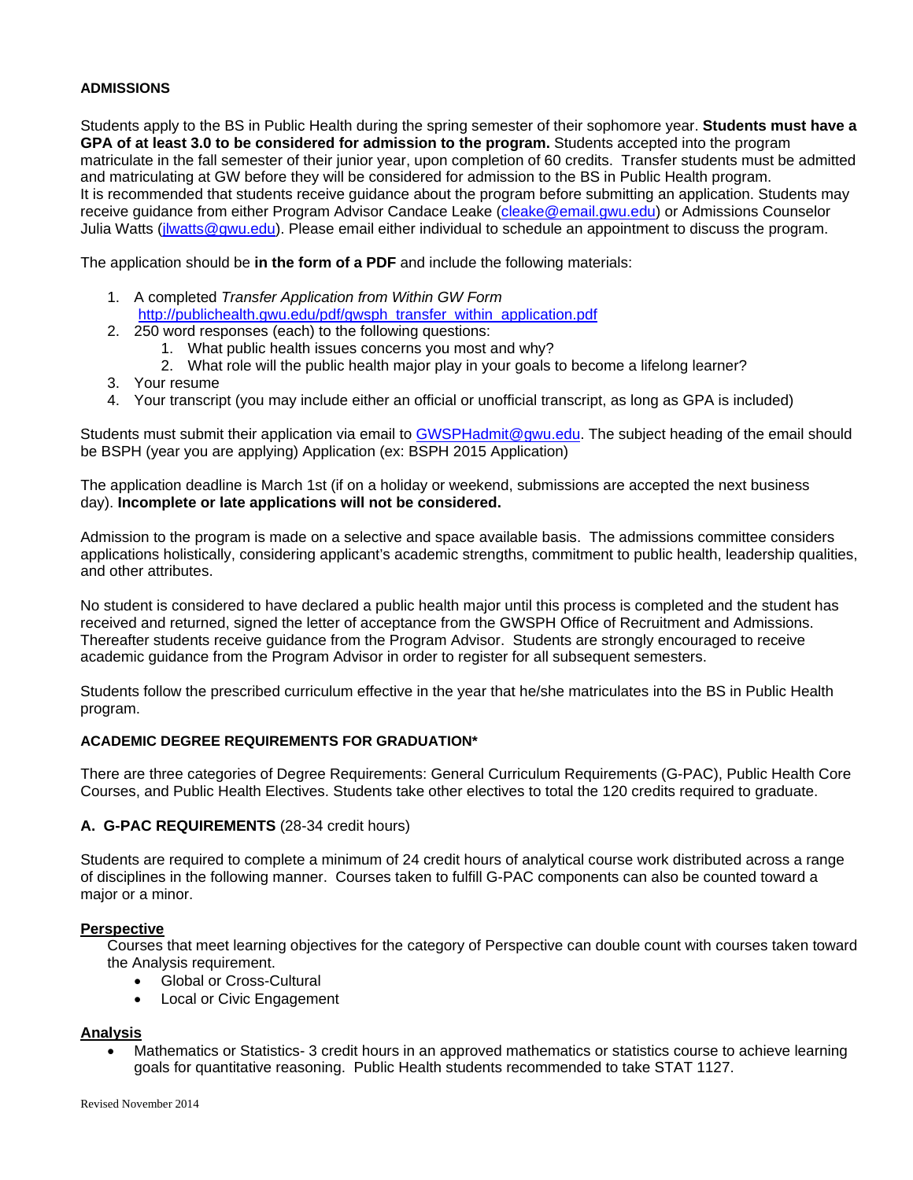### ADMISSIONS

Students apply to the BS in Public Health during the spring semester of their sophomore year. **Students must have a GPA of at least 3.0 to be considered for admission to the program.** Students accepted into the program matriculate in the fall semester of their junior year, upon completion of 60 credits. Transfer students must be admitted and matriculating at GW before they will be considered for admission to the BS in Public Health program. It is recommended that students receive guidance about the program before submitting an application. Students may receive guidance from either Program Advisor Candace Leake (cleake@email.gwu.edu) or Admissions Counselor Julia Watts (jlwatts@gwu.edu). Please email either individual to schedule an appointment to discuss the program.

The application should be **in the form of a PDF** and include the following materials:

1. A completed *Transfer Application from Within GW Form* http://publichealth.gwu.edu/pdf/gwsph_transfer_within_application.pdf
2. 250 word responses (each) to the following questions:
   1. What public health issues concerns you most and why?
   2. What role will the public health major play in your goals to become a lifelong learner?
3. Your resume
4. Your transcript (you may include either an official or unofficial transcript, as long as GPA is included)

Students must submit their application via email to GWSPHadmit@gwu.edu. The subject heading of the email should be BSPH (year you are applying) Application (ex: BSPH 2015 Application)

The application deadline is March 1st (if on a holiday or weekend, submissions are accepted the next business day). **Incomplete or late applications will not be considered.**

Admission to the program is made on a selective and space available basis. The admissions committee considers applications holistically, considering applicant's academic strengths, commitment to public health, leadership qualities, and other attributes.

No student is considered to have declared a public health major until this process is completed and the student has received and returned, signed the letter of acceptance from the GWSPH Office of Recruitment and Admissions. Thereafter students receive guidance from the Program Advisor. Students are strongly encouraged to receive academic guidance from the Program Advisor in order to register for all subsequent semesters.

Students follow the prescribed curriculum effective in the year that he/she matriculates into the BS in Public Health program.

### ACADEMIC DEGREE REQUIREMENTS FOR GRADUATION*

There are three categories of Degree Requirements: General Curriculum Requirements (G-PAC), Public Health Core Courses, and Public Health Electives. Students take other electives to total the 120 credits required to graduate.

#### A. G-PAC REQUIREMENTS (28-34 credit hours)

Students are required to complete a minimum of 24 credit hours of analytical course work distributed across a range of disciplines in the following manner. Courses taken to fulfill G-PAC components can also be counted toward a major or a minor.

**Perspective**

Courses that meet learning objectives for the category of Perspective can double count with courses taken toward the Analysis requirement.

- Global or Cross-Cultural
- Local or Civic Engagement

**Analysis**

- Mathematics or Statistics- 3 credit hours in an approved mathematics or statistics course to achieve learning goals for quantitative reasoning. Public Health students recommended to take STAT 1127.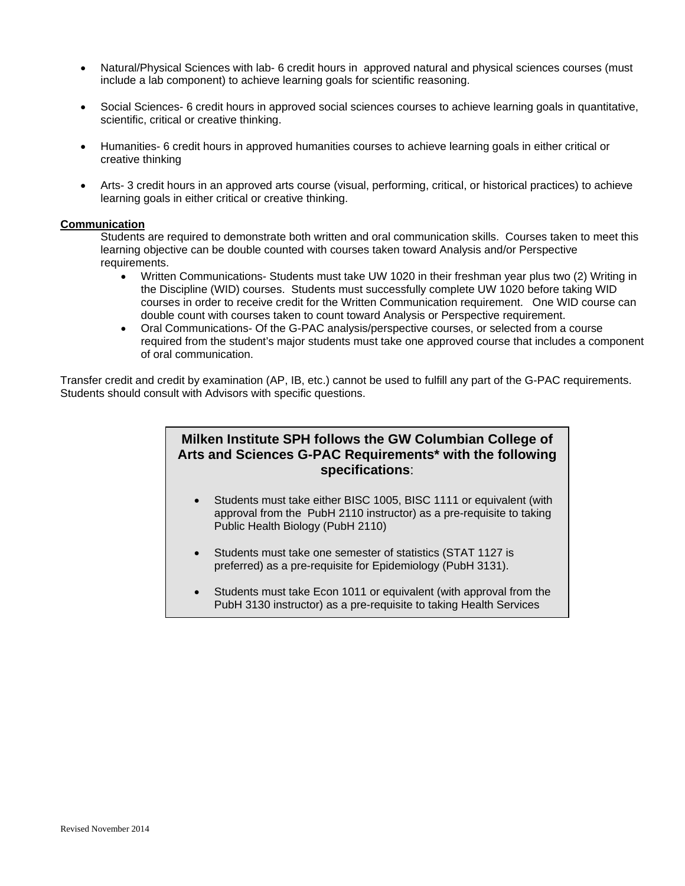- Natural/Physical Sciences with lab- 6 credit hours in approved natural and physical sciences courses (must include a lab component) to achieve learning goals for scientific reasoning.

- Social Sciences- 6 credit hours in approved social sciences courses to achieve learning goals in quantitative, scientific, critical or creative thinking.

- Humanities- 6 credit hours in approved humanities courses to achieve learning goals in either critical or creative thinking

- Arts- 3 credit hours in an approved arts course (visual, performing, critical, or historical practices) to achieve learning goals in either critical or creative thinking.

**Communication**

Students are required to demonstrate both written and oral communication skills. Courses taken to meet this learning objective can be double counted with courses taken toward Analysis and/or Perspective requirements.

- Written Communications- Students must take UW 1020 in their freshman year plus two (2) Writing in the Discipline (WID) courses. Students must successfully complete UW 1020 before taking WID courses in order to receive credit for the Written Communication requirement. One WID course can double count with courses taken to count toward Analysis or Perspective requirement.
- Oral Communications- Of the G-PAC analysis/perspective courses, or selected from a course required from the student's major students must take one approved course that includes a component of oral communication.

Transfer credit and credit by examination (AP, IB, etc.) cannot be used to fulfill any part of the G-PAC requirements. Students should consult with Advisors with specific questions.

**Milken Institute SPH follows the GW Columbian College of Arts and Sciences G-PAC Requirements* with the following specifications**:

- Students must take either BISC 1005, BISC 1111 or equivalent (with approval from the PubH 2110 instructor) as a pre-requisite to taking Public Health Biology (PubH 2110)

- Students must take one semester of statistics (STAT 1127 is preferred) as a pre-requisite for Epidemiology (PubH 3131).

- Students must take Econ 1011 or equivalent (with approval from the PubH 3130 instructor) as a pre-requisite to taking Health Services

Revised November 2014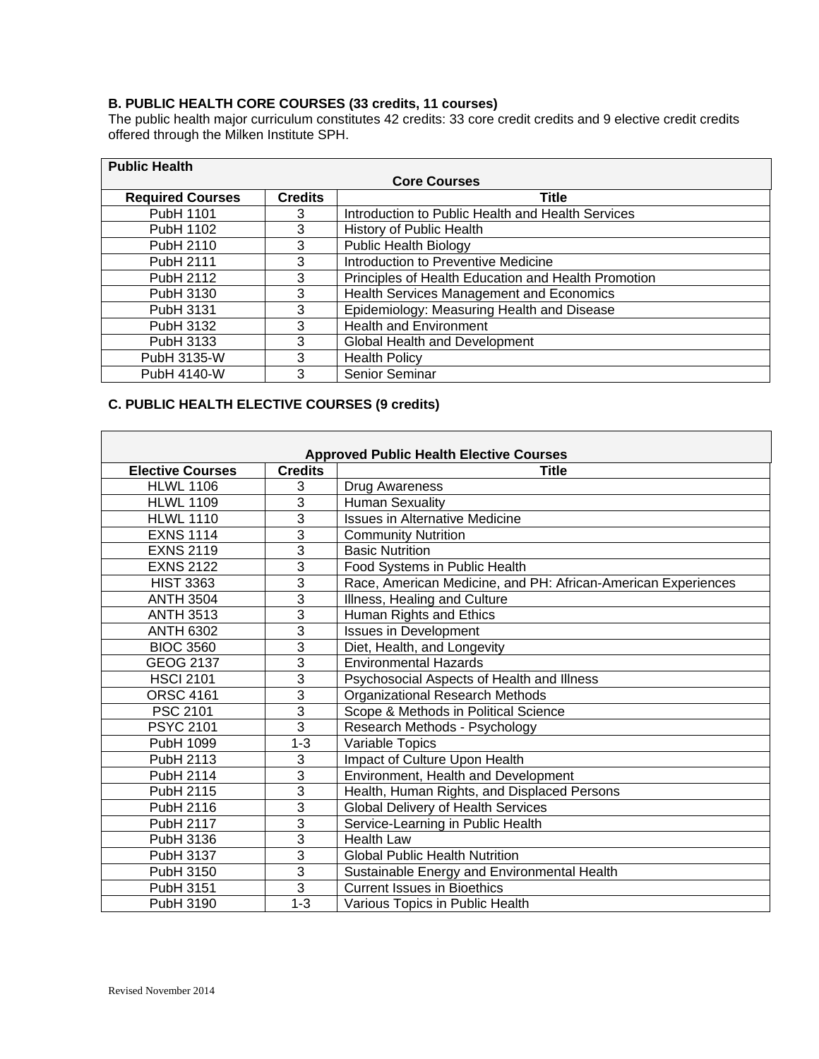### B. PUBLIC HEALTH CORE COURSES (33 credits, 11 courses)

The public health major curriculum constitutes 42 credits: 33 core credit credits and 9 elective credit credits offered through the Milken Institute SPH.

| Public Health Core Courses | | |
|---|---|---|
| **Required Courses** | **Credits** | **Title** |
| PubH 1101 | 3 | Introduction to Public Health and Health Services |
| PubH 1102 | 3 | History of Public Health |
| PubH 2110 | 3 | Public Health Biology |
| PubH 2111 | 3 | Introduction to Preventive Medicine |
| PubH 2112 | 3 | Principles of Health Education and Health Promotion |
| PubH 3130 | 3 | Health Services Management and Economics |
| PubH 3131 | 3 | Epidemiology: Measuring Health and Disease |
| PubH 3132 | 3 | Health and Environment |
| PubH 3133 | 3 | Global Health and Development |
| PubH 3135-W | 3 | Health Policy |
| PubH 4140-W | 3 | Senior Seminar |

### C. PUBLIC HEALTH ELECTIVE COURSES (9 credits)

| Approved Public Health Elective Courses | | |
|---|---|---|
| **Elective Courses** | **Credits** | **Title** |
| HLWL 1106 | 3 | Drug Awareness |
| HLWL 1109 | 3 | Human Sexuality |
| HLWL 1110 | 3 | Issues in Alternative Medicine |
| EXNS 1114 | 3 | Community Nutrition |
| EXNS 2119 | 3 | Basic Nutrition |
| EXNS 2122 | 3 | Food Systems in Public Health |
| HIST 3363 | 3 | Race, American Medicine, and PH: African-American Experiences |
| ANTH 3504 | 3 | Illness, Healing and Culture |
| ANTH 3513 | 3 | Human Rights and Ethics |
| ANTH 6302 | 3 | Issues in Development |
| BIOC 3560 | 3 | Diet, Health, and Longevity |
| GEOG 2137 | 3 | Environmental Hazards |
| HSCI 2101 | 3 | Psychosocial Aspects of Health and Illness |
| ORSC 4161 | 3 | Organizational Research Methods |
| PSC 2101 | 3 | Scope & Methods in Political Science |
| PSYC 2101 | 3 | Research Methods - Psychology |
| PubH 1099 | 1-3 | Variable Topics |
| PubH 2113 | 3 | Impact of Culture Upon Health |
| PubH 2114 | 3 | Environment, Health and Development |
| PubH 2115 | 3 | Health, Human Rights, and Displaced Persons |
| PubH 2116 | 3 | Global Delivery of Health Services |
| PubH 2117 | 3 | Service-Learning in Public Health |
| PubH 3136 | 3 | Health Law |
| PubH 3137 | 3 | Global Public Health Nutrition |
| PubH 3150 | 3 | Sustainable Energy and Environmental Health |
| PubH 3151 | 3 | Current Issues in Bioethics |
| PubH 3190 | 1-3 | Various Topics in Public Health |

Revised November 2014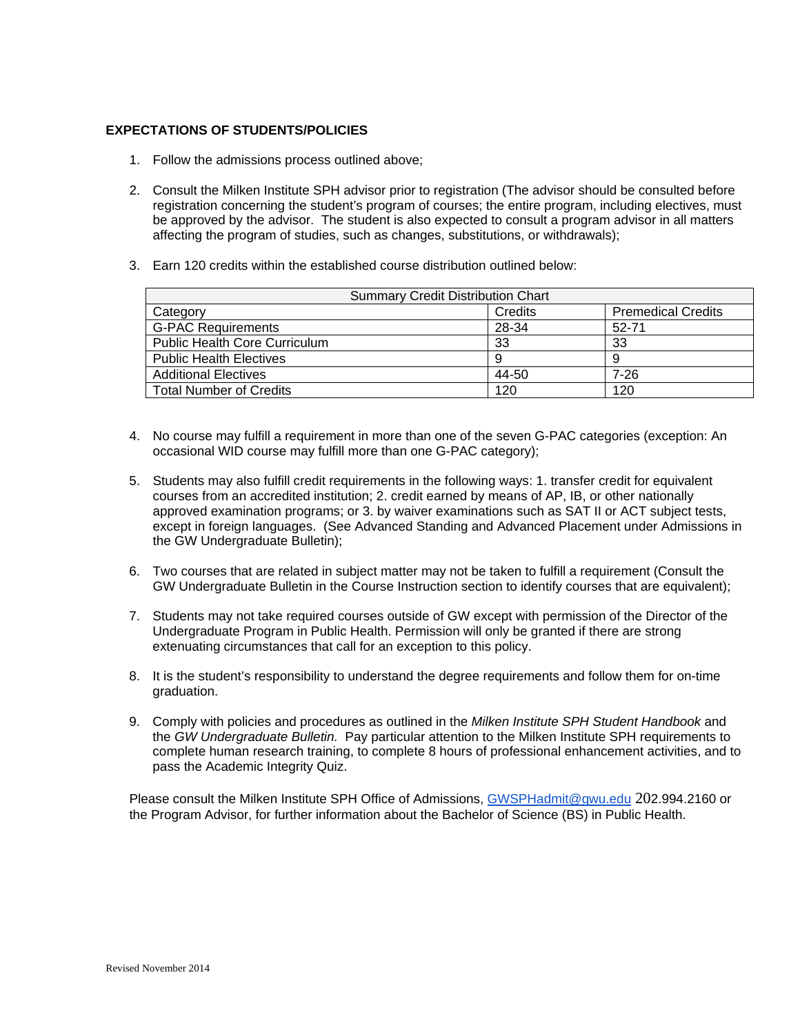## EXPECTATIONS OF STUDENTS/POLICIES

1. Follow the admissions process outlined above;

2. Consult the Milken Institute SPH advisor prior to registration (The advisor should be consulted before registration concerning the student's program of courses; the entire program, including electives, must be approved by the advisor. The student is also expected to consult a program advisor in all matters affecting the program of studies, such as changes, substitutions, or withdrawals);

3. Earn 120 credits within the established course distribution outlined below:

| Summary Credit Distribution Chart | | |
|---|---|---|
| Category | Credits | Premedical Credits |
| G-PAC Requirements | 28-34 | 52-71 |
| Public Health Core Curriculum | 33 | 33 |
| Public Health Electives | 9 | 9 |
| Additional Electives | 44-50 | 7-26 |
| Total Number of Credits | 120 | 120 |

4. No course may fulfill a requirement in more than one of the seven G-PAC categories (exception: An occasional WID course may fulfill more than one G-PAC category);

5. Students may also fulfill credit requirements in the following ways: 1. transfer credit for equivalent courses from an accredited institution; 2. credit earned by means of AP, IB, or other nationally approved examination programs; or 3. by waiver examinations such as SAT II or ACT subject tests, except in foreign languages. (See Advanced Standing and Advanced Placement under Admissions in the GW Undergraduate Bulletin);

6. Two courses that are related in subject matter may not be taken to fulfill a requirement (Consult the GW Undergraduate Bulletin in the Course Instruction section to identify courses that are equivalent);

7. Students may not take required courses outside of GW except with permission of the Director of the Undergraduate Program in Public Health. Permission will only be granted if there are strong extenuating circumstances that call for an exception to this policy.

8. It is the student's responsibility to understand the degree requirements and follow them for on-time graduation.

9. Comply with policies and procedures as outlined in the *Milken Institute SPH Student Handbook* and the *GW Undergraduate Bulletin.* Pay particular attention to the Milken Institute SPH requirements to complete human research training, to complete 8 hours of professional enhancement activities, and to pass the Academic Integrity Quiz.

Please consult the Milken Institute SPH Office of Admissions, GWSPHadmit@gwu.edu 202.994.2160 or the Program Advisor, for further information about the Bachelor of Science (BS) in Public Health.

Revised November 2014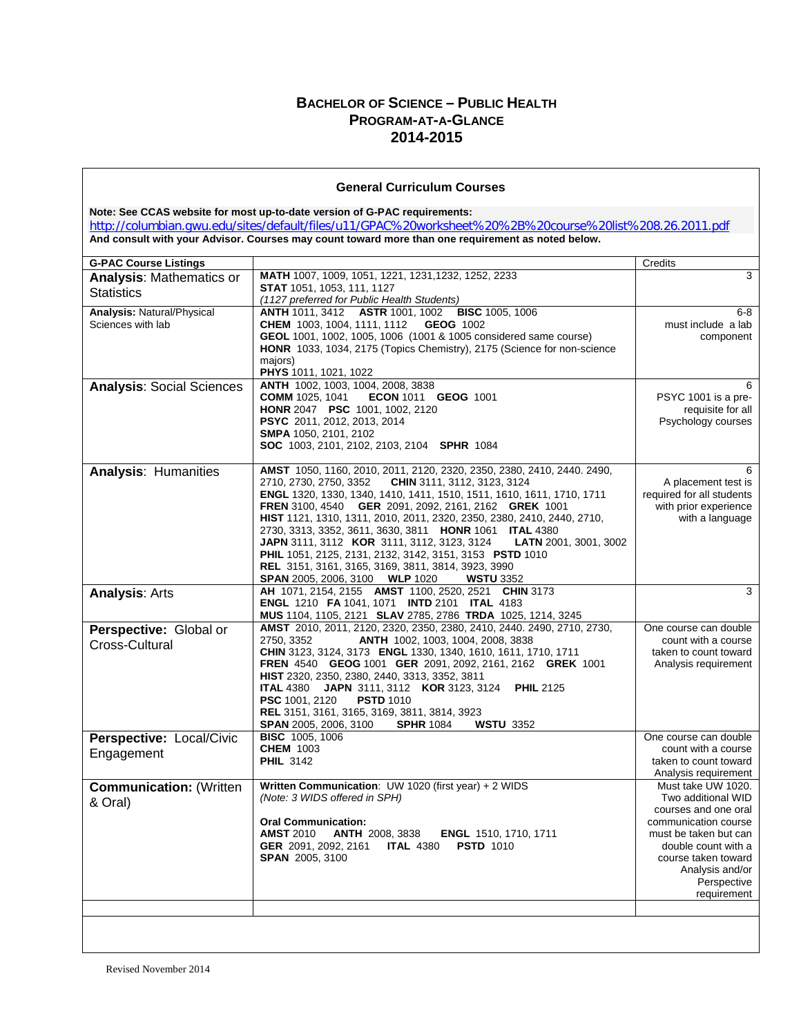# Bachelor of Science – Public Health
## Program-at-a-Glance
## 2014-2015

### General Curriculum Courses

**Note: See CCAS website for most up-to-date version of G-PAC requirements:**
http://columbian.gwu.edu/sites/default/files/u11/GPAC%20worksheet%20%2B%20course%20list%208.26.2011.pdf
**And consult with your Advisor. Courses may count toward more than one requirement as noted below.**

| G-PAC Course Listings | | Credits |
|---|---|---|
| **Analysis**: Mathematics or Statistics | **MATH** 1007, 1009, 1051, 1221, 1231,1232, 1252, 2233<br>**STAT** 1051, 1053, 111, 1127<br>*(1127 preferred for Public Health Students)* | 3 |
| **Analysis:** Natural/Physical Sciences with lab | **ANTH** 1011, 3412 **ASTR** 1001, 1002 **BISC** 1005, 1006<br>**CHEM** 1003, 1004, 1111, 1112 **GEOG** 1002<br>**GEOL** 1001, 1002, 1005, 1006 (1001 & 1005 considered same course)<br>**HONR** 1033, 1034, 2175 (Topics Chemistry), 2175 (Science for non-science majors)<br>**PHYS** 1011, 1021, 1022 | 6-8<br>must include a lab component |
| **Analysis**: Social Sciences | **ANTH** 1002, 1003, 1004, 2008, 3838<br>**COMM** 1025, 1041 **ECON** 1011 **GEOG** 1001<br>**HONR** 2047 **PSC** 1001, 1002, 2120<br>**PSYC** 2011, 2012, 2013, 2014<br>**SMPA** 1050, 2101, 2102<br>**SOC** 1003, 2101, 2102, 2103, 2104 **SPHR** 1084 | 6<br>PSYC 1001 is a pre-requisite for all Psychology courses |
| **Analysis**: Humanities | **AMST** 1050, 1160, 2010, 2011, 2120, 2320, 2350, 2380, 2410, 2440. 2490, 2710, 2730, 2750, 3352 **CHIN** 3111, 3112, 3123, 3124<br>**ENGL** 1320, 1330, 1340, 1410, 1411, 1510, 1511, 1610, 1611, 1710, 1711<br>**FREN** 3100, 4540 **GER** 2091, 2092, 2161, 2162 **GREK** 1001<br>**HIST** 1121, 1310, 1311, 2010, 2011, 2320, 2350, 2380, 2410, 2440, 2710, 2730, 3313, 3352, 3611, 3630, 3811 **HONR** 1061 **ITAL** 4380<br>**JAPN** 3111, 3112 **KOR** 3111, 3112, 3123, 3124 **LATN** 2001, 3001, 3002<br>**PHIL** 1051, 2125, 2131, 2132, 3142, 3151, 3153 **PSTD** 1010<br>**REL** 3151, 3161, 3165, 3169, 3811, 3814, 3923, 3990<br>**SPAN** 2005, 2006, 3100 **WLP** 1020 **WSTU** 3352 | 6<br>A placement test is required for all students with prior experience with a language |
| **Analysis**: Arts | **AH** 1071, 2154, 2155 **AMST** 1100, 2520, 2521 **CHIN** 3173<br>**ENGL** 1210 **FA** 1041, 1071 **INTD** 2101 **ITAL** 4183<br>**MUS** 1104, 1105, 2121 **SLAV** 2785, 2786 **TRDA** 1025, 1214, 3245 | 3 |
| **Perspective:** Global or Cross-Cultural | **AMST** 2010, 2011, 2120, 2320, 2350, 2380, 2410, 2440. 2490, 2710, 2730, 2750, 3352 **ANTH** 1002, 1003, 1004, 2008, 3838<br>**CHIN** 3123, 3124, 3173 **ENGL** 1330, 1340, 1610, 1611, 1710, 1711<br>**FREN** 4540 **GEOG** 1001 **GER** 2091, 2092, 2161, 2162 **GREK** 1001<br>**HIST** 2320, 2350, 2380, 2440, 3313, 3352, 3811<br>**ITAL** 4380 **JAPN** 3111, 3112 **KOR** 3123, 3124 **PHIL** 2125<br>**PSC** 1001, 2120 **PSTD** 1010<br>**REL** 3151, 3161, 3165, 3169, 3811, 3814, 3923<br>**SPAN** 2005, 2006, 3100 **SPHR** 1084 **WSTU** 3352 | One course can double count with a course taken to count toward Analysis requirement |
| **Perspective:** Local/Civic Engagement | **BISC** 1005, 1006<br>**CHEM** 1003<br>**PHIL** 3142 | One course can double count with a course taken to count toward Analysis requirement |
| **Communication:** (Written & Oral) | **Written Communication**: UW 1020 (first year) + 2 WIDS<br>*(Note: 3 WIDS offered in SPH)*<br><br>**Oral Communication:**<br>**AMST** 2010 **ANTH** 2008, 3838 **ENGL** 1510, 1710, 1711<br>**GER** 2091, 2092, 2161 **ITAL** 4380 **PSTD** 1010<br>**SPAN** 2005, 3100 | Must take UW 1020. Two additional WID courses and one oral communication course must be taken but can double count with a course taken toward Analysis and/or Perspective requirement |
| | | |

Revised November 2014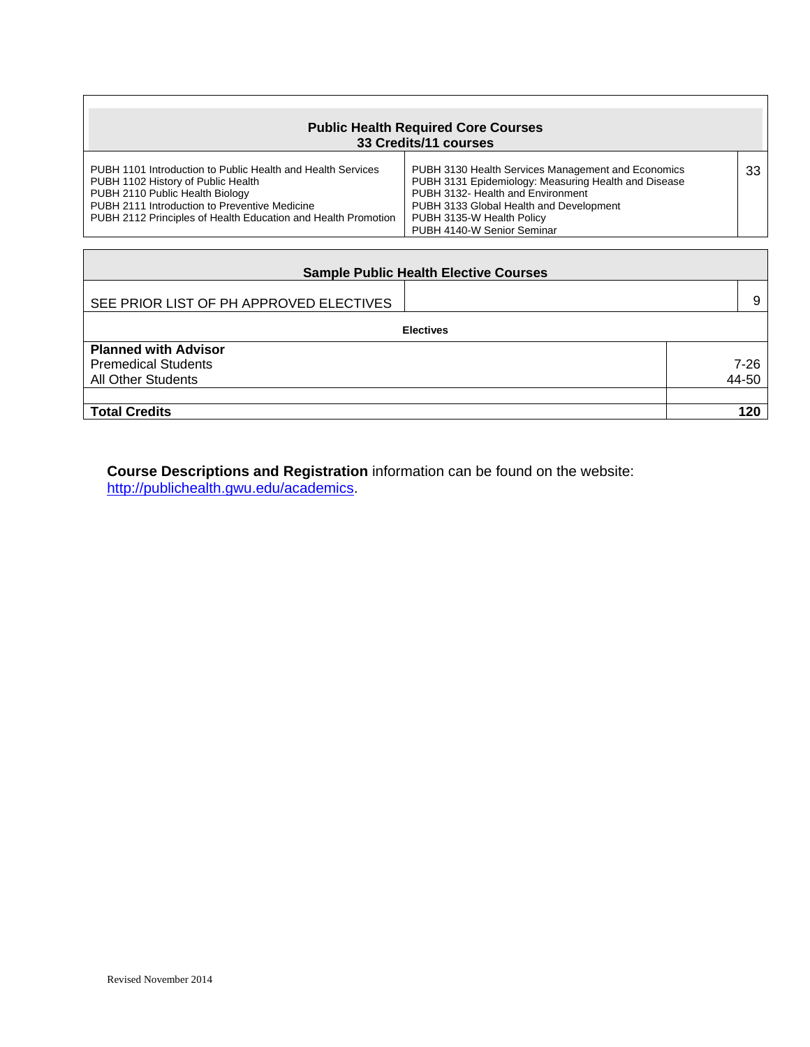| Public Health Required Core Courses<br>33 Credits/11 courses | | |
|---|---|---|
| PUBH 1101 Introduction to Public Health and Health Services<br>PUBH 1102 History of Public Health<br>PUBH 2110 Public Health Biology<br>PUBH 2111 Introduction to Preventive Medicine<br>PUBH 2112 Principles of Health Education and Health Promotion | PUBH 3130 Health Services Management and Economics<br>PUBH 3131 Epidemiology: Measuring Health and Disease<br>PUBH 3132- Health and Environment<br>PUBH 3133 Global Health and Development<br>PUBH 3135-W Health Policy<br>PUBH 4140-W Senior Seminar | 33 |

| Sample Public Health Elective Courses | | |
|---|---|---|
| SEE PRIOR LIST OF PH APPROVED ELECTIVES | | 9 |

| Electives | |
|---|---|
| **Planned with Advisor** | |
| Premedical Students | 7-26 |
| All Other Students | 44-50 |
| | |
| **Total Credits** | **120** |

**Course Descriptions and Registration** information can be found on the website: http://publichealth.gwu.edu/academics.

Revised November 2014